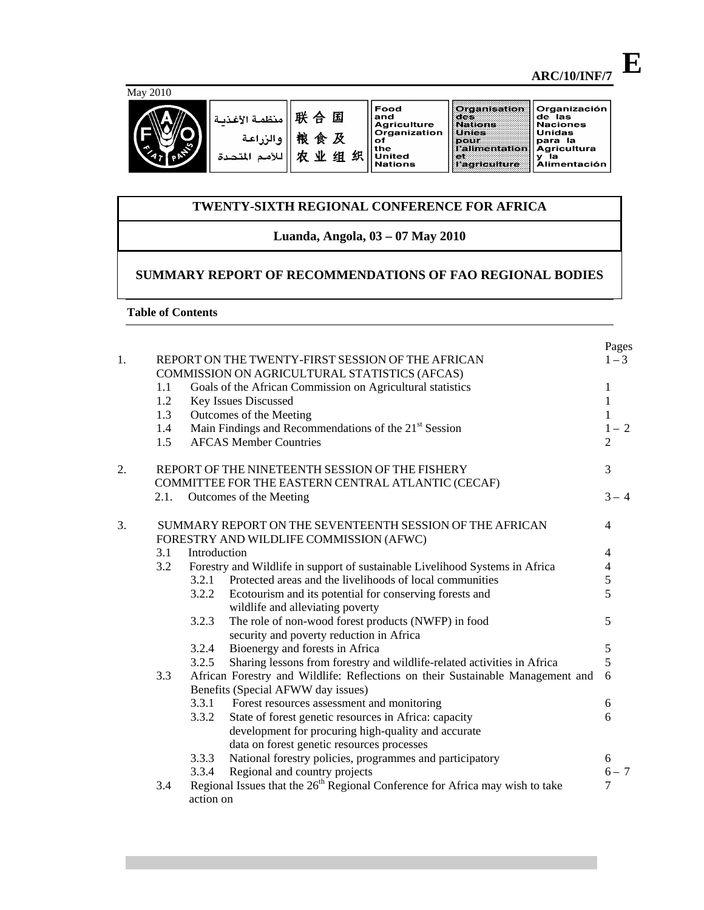**ARC/10/INF/7** **E**

May 2010

منظمة الأغذية والزراعة للأمم المتحدة | 联合国粮食及农业组织 | Food and Agriculture Organization of the United Nations | Organisation des Nations Unies pour l'alimentation et l'agriculture | Organización de las Naciones Unidas para la Agricultura y la Alimentación

# TWENTY-SIXTH REGIONAL CONFERENCE FOR AFRICA

## Luanda, Angola, 03 – 07 May 2010

## SUMMARY REPORT OF RECOMMENDATIONS OF FAO REGIONAL BODIES

**Table of Contents**

| | | Pages |
|---|---|---|
| 1. | REPORT ON THE TWENTY-FIRST SESSION OF THE AFRICAN COMMISSION ON AGRICULTURAL STATISTICS (AFCAS) | 1 – 3 |
| 1.1 | Goals of the African Commission on Agricultural statistics | 1 |
| 1.2 | Key Issues Discussed | 1 |
| 1.3 | Outcomes of the Meeting | 1 |
| 1.4 | Main Findings and Recommendations of the 21st Session | 1 – 2 |
| 1.5 | AFCAS Member Countries | 2 |
| 2. | REPORT OF THE NINETEENTH SESSION OF THE FISHERY COMMITTEE FOR THE EASTERN CENTRAL ATLANTIC (CECAF) | 3 |
| 2.1. | Outcomes of the Meeting | 3 – 4 |
| 3. | SUMMARY REPORT ON THE SEVENTEENTH SESSION OF THE AFRICAN FORESTRY AND WILDLIFE COMMISSION (AFWC) | 4 |
| 3.1 | Introduction | 4 |
| 3.2 | Forestry and Wildlife in support of sustainable Livelihood Systems in Africa | 4 |
| 3.2.1 | Protected areas and the livelihoods of local communities | 5 |
| 3.2.2 | Ecotourism and its potential for conserving forests and wildlife and alleviating poverty | 5 |
| 3.2.3 | The role of non-wood forest products (NWFP) in food security and poverty reduction in Africa | 5 |
| 3.2.4 | Bioenergy and forests in Africa | 5 |
| 3.2.5 | Sharing lessons from forestry and wildlife-related activities in Africa | 5 |
| 3.3 | African Forestry and Wildlife: Reflections on their Sustainable Management and Benefits (Special AFWW day issues) | 6 |
| 3.3.1 | Forest resources assessment and monitoring | 6 |
| 3.3.2 | State of forest genetic resources in Africa: capacity development for procuring high-quality and accurate data on forest genetic resources processes | 6 |
| 3.3.3 | National forestry policies, programmes and participatory | 6 |
| 3.3.4 | Regional and country projects | 6 – 7 |
| 3.4 | Regional Issues that the 26th Regional Conference for Africa may wish to take action on | 7 |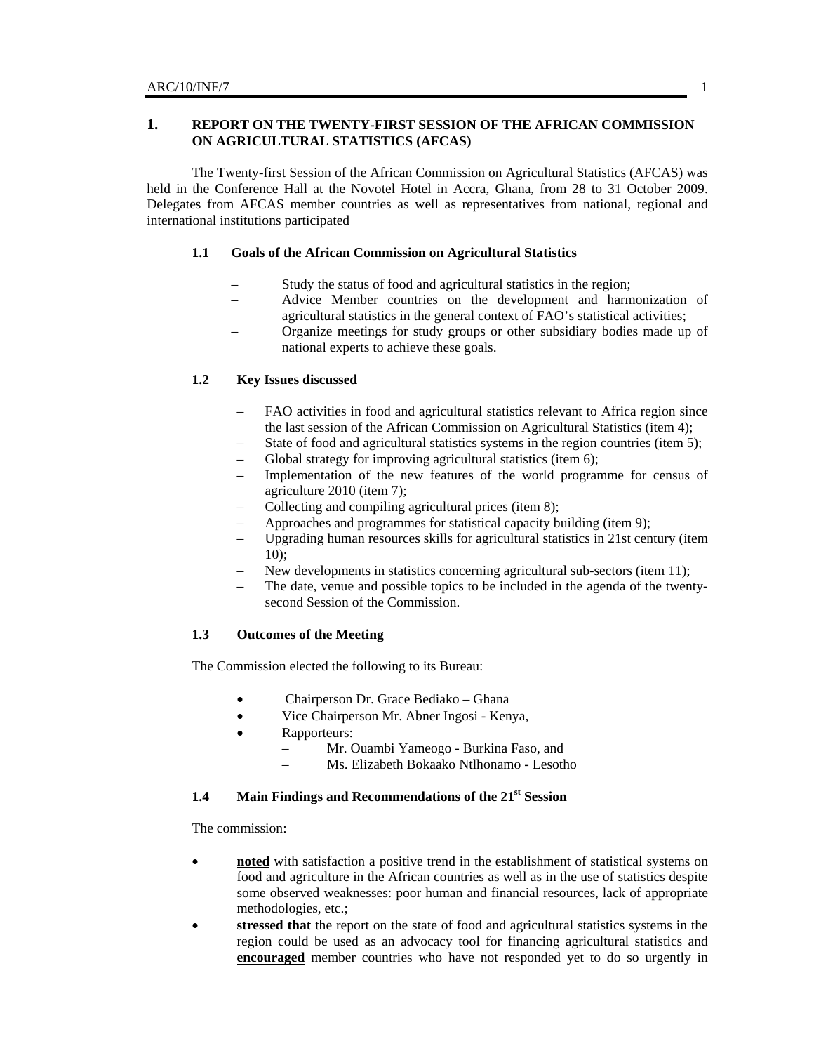## 1. REPORT ON THE TWENTY-FIRST SESSION OF THE AFRICAN COMMISSION ON AGRICULTURAL STATISTICS (AFCAS)

The Twenty-first Session of the African Commission on Agricultural Statistics (AFCAS) was held in the Conference Hall at the Novotel Hotel in Accra, Ghana, from 28 to 31 October 2009. Delegates from AFCAS member countries as well as representatives from national, regional and international institutions participated

### 1.1 Goals of the African Commission on Agricultural Statistics

- Study the status of food and agricultural statistics in the region;
- Advice Member countries on the development and harmonization of agricultural statistics in the general context of FAO's statistical activities;
- Organize meetings for study groups or other subsidiary bodies made up of national experts to achieve these goals.

### 1.2 Key Issues discussed

- FAO activities in food and agricultural statistics relevant to Africa region since the last session of the African Commission on Agricultural Statistics (item 4);
- State of food and agricultural statistics systems in the region countries (item 5);
- Global strategy for improving agricultural statistics (item 6);
- Implementation of the new features of the world programme for census of agriculture 2010 (item 7);
- Collecting and compiling agricultural prices (item 8);
- Approaches and programmes for statistical capacity building (item 9);
- Upgrading human resources skills for agricultural statistics in 21st century (item 10);
- New developments in statistics concerning agricultural sub-sectors (item 11);
- The date, venue and possible topics to be included in the agenda of the twenty-second Session of the Commission.

### 1.3 Outcomes of the Meeting

The Commission elected the following to its Bureau:

- Chairperson Dr. Grace Bediako – Ghana
- Vice Chairperson Mr. Abner Ingosi - Kenya,
- Rapporteurs:
  - Mr. Ouambi Yameogo - Burkina Faso, and
  - Ms. Elizabeth Bokaako Ntlhonamo - Lesotho

### 1.4 Main Findings and Recommendations of the 21st Session

The commission:

- **noted** with satisfaction a positive trend in the establishment of statistical systems on food and agriculture in the African countries as well as in the use of statistics despite some observed weaknesses: poor human and financial resources, lack of appropriate methodologies, etc.;
- **stressed that** the report on the state of food and agricultural statistics systems in the region could be used as an advocacy tool for financing agricultural statistics and **encouraged** member countries who have not responded yet to do so urgently in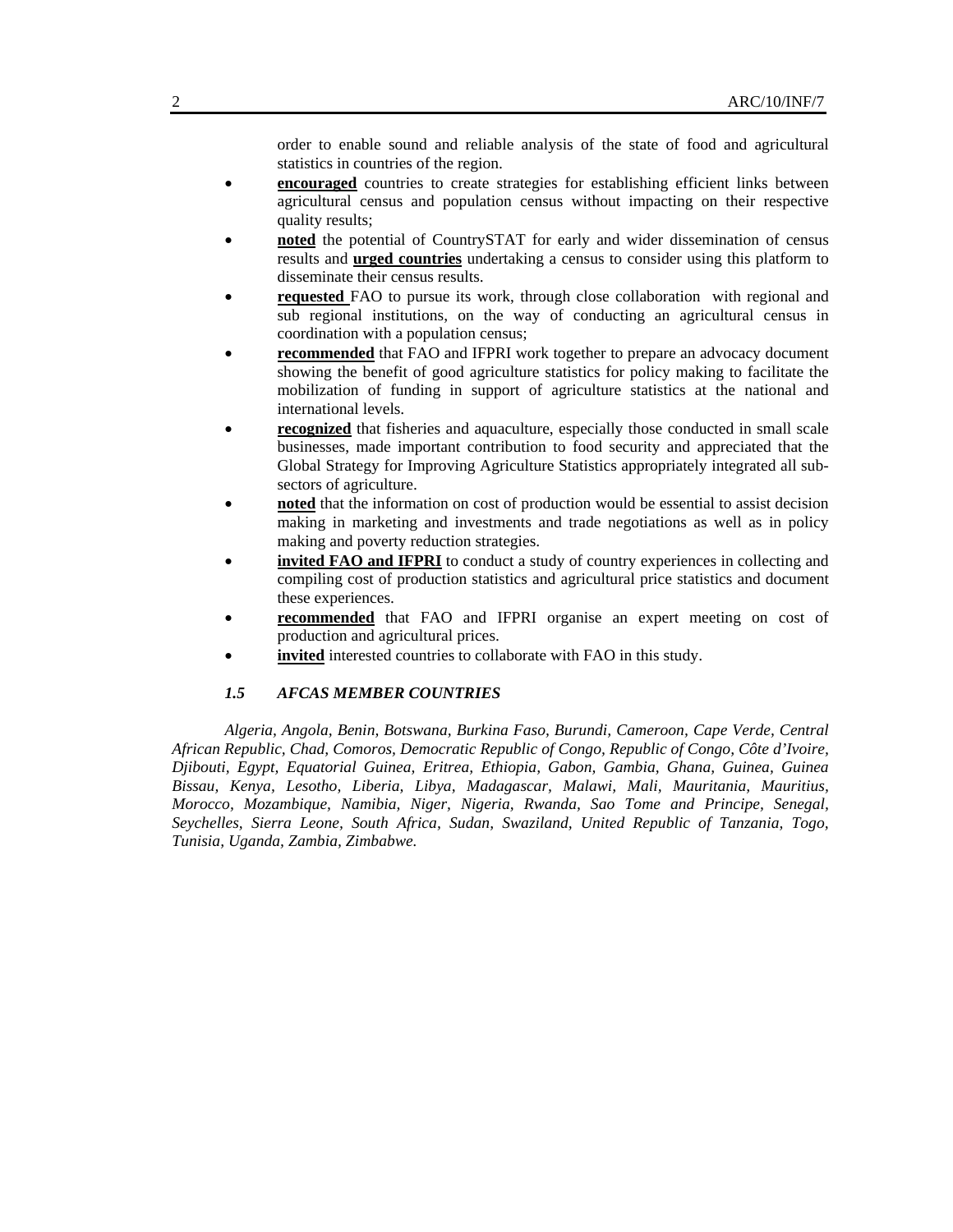order to enable sound and reliable analysis of the state of food and agricultural statistics in countries of the region.

- **encouraged** countries to create strategies for establishing efficient links between agricultural census and population census without impacting on their respective quality results;
- **noted** the potential of CountrySTAT for early and wider dissemination of census results and **urged countries** undertaking a census to consider using this platform to disseminate their census results.
- **requested** FAO to pursue its work, through close collaboration with regional and sub regional institutions, on the way of conducting an agricultural census in coordination with a population census;
- **recommended** that FAO and IFPRI work together to prepare an advocacy document showing the benefit of good agriculture statistics for policy making to facilitate the mobilization of funding in support of agriculture statistics at the national and international levels.
- **recognized** that fisheries and aquaculture, especially those conducted in small scale businesses, made important contribution to food security and appreciated that the Global Strategy for Improving Agriculture Statistics appropriately integrated all sub-sectors of agriculture.
- **noted** that the information on cost of production would be essential to assist decision making in marketing and investments and trade negotiations as well as in policy making and poverty reduction strategies.
- **invited FAO and IFPRI** to conduct a study of country experiences in collecting and compiling cost of production statistics and agricultural price statistics and document these experiences.
- **recommended** that FAO and IFPRI organise an expert meeting on cost of production and agricultural prices.
- **invited** interested countries to collaborate with FAO in this study.

### *1.5 AFCAS MEMBER COUNTRIES*

*Algeria, Angola, Benin, Botswana, Burkina Faso, Burundi, Cameroon, Cape Verde, Central African Republic, Chad, Comoros, Democratic Republic of Congo, Republic of Congo, Côte d'Ivoire, Djibouti, Egypt, Equatorial Guinea, Eritrea, Ethiopia, Gabon, Gambia, Ghana, Guinea, Guinea Bissau, Kenya, Lesotho, Liberia, Libya, Madagascar, Malawi, Mali, Mauritania, Mauritius, Morocco, Mozambique, Namibia, Niger, Nigeria, Rwanda, Sao Tome and Principe, Senegal, Seychelles, Sierra Leone, South Africa, Sudan, Swaziland, United Republic of Tanzania, Togo, Tunisia, Uganda, Zambia, Zimbabwe.*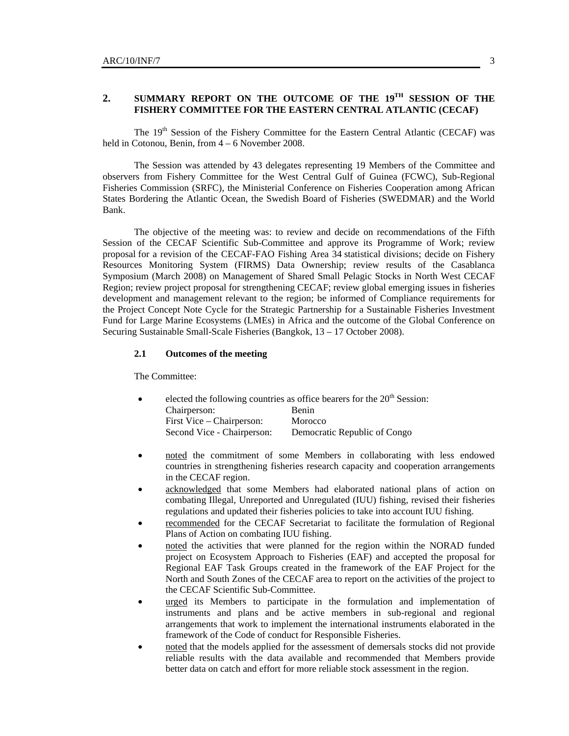## 2. SUMMARY REPORT ON THE OUTCOME OF THE 19$^{TH}$ SESSION OF THE FISHERY COMMITTEE FOR THE EASTERN CENTRAL ATLANTIC (CECAF)

The 19$^{th}$ Session of the Fishery Committee for the Eastern Central Atlantic (CECAF) was held in Cotonou, Benin, from 4 – 6 November 2008.

The Session was attended by 43 delegates representing 19 Members of the Committee and observers from Fishery Committee for the West Central Gulf of Guinea (FCWC), Sub-Regional Fisheries Commission (SRFC), the Ministerial Conference on Fisheries Cooperation among African States Bordering the Atlantic Ocean, the Swedish Board of Fisheries (SWEDMAR) and the World Bank.

The objective of the meeting was: to review and decide on recommendations of the Fifth Session of the CECAF Scientific Sub-Committee and approve its Programme of Work; review proposal for a revision of the CECAF-FAO Fishing Area 34 statistical divisions; decide on Fishery Resources Monitoring System (FIRMS) Data Ownership; review results of the Casablanca Symposium (March 2008) on Management of Shared Small Pelagic Stocks in North West CECAF Region; review project proposal for strengthening CECAF; review global emerging issues in fisheries development and management relevant to the region; be informed of Compliance requirements for the Project Concept Note Cycle for the Strategic Partnership for a Sustainable Fisheries Investment Fund for Large Marine Ecosystems (LMEs) in Africa and the outcome of the Global Conference on Securing Sustainable Small-Scale Fisheries (Bangkok, 13 – 17 October 2008).

### 2.1 Outcomes of the meeting

The Committee:

- elected the following countries as office bearers for the 20$^{th}$ Session:

  | | |
  |---|---|
  | Chairperson: | Benin |
  | First Vice – Chairperson: | Morocco |
  | Second Vice - Chairperson: | Democratic Republic of Congo |

- noted the commitment of some Members in collaborating with less endowed countries in strengthening fisheries research capacity and cooperation arrangements in the CECAF region.
- acknowledged that some Members had elaborated national plans of action on combating Illegal, Unreported and Unregulated (IUU) fishing, revised their fisheries regulations and updated their fisheries policies to take into account IUU fishing.
- recommended for the CECAF Secretariat to facilitate the formulation of Regional Plans of Action on combating IUU fishing.
- noted the activities that were planned for the region within the NORAD funded project on Ecosystem Approach to Fisheries (EAF) and accepted the proposal for Regional EAF Task Groups created in the framework of the EAF Project for the North and South Zones of the CECAF area to report on the activities of the project to the CECAF Scientific Sub-Committee.
- urged its Members to participate in the formulation and implementation of instruments and plans and be active members in sub-regional and regional arrangements that work to implement the international instruments elaborated in the framework of the Code of conduct for Responsible Fisheries.
- noted that the models applied for the assessment of demersals stocks did not provide reliable results with the data available and recommended that Members provide better data on catch and effort for more reliable stock assessment in the region.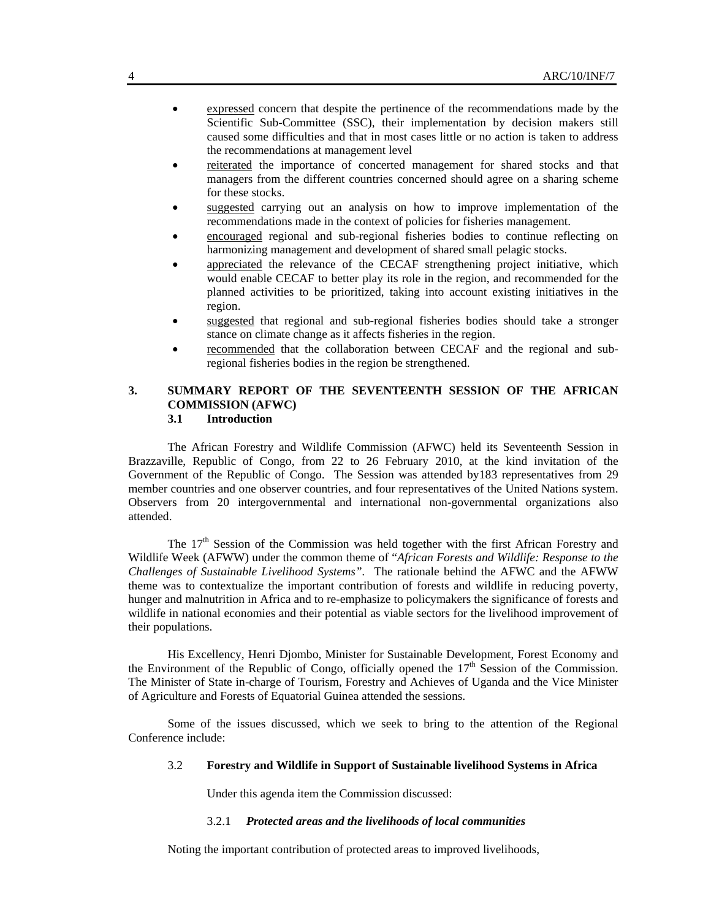- expressed concern that despite the pertinence of the recommendations made by the Scientific Sub-Committee (SSC), their implementation by decision makers still caused some difficulties and that in most cases little or no action is taken to address the recommendations at management level
- reiterated the importance of concerted management for shared stocks and that managers from the different countries concerned should agree on a sharing scheme for these stocks.
- suggested carrying out an analysis on how to improve implementation of the recommendations made in the context of policies for fisheries management.
- encouraged regional and sub-regional fisheries bodies to continue reflecting on harmonizing management and development of shared small pelagic stocks.
- appreciated the relevance of the CECAF strengthening project initiative, which would enable CECAF to better play its role in the region, and recommended for the planned activities to be prioritized, taking into account existing initiatives in the region.
- suggested that regional and sub-regional fisheries bodies should take a stronger stance on climate change as it affects fisheries in the region.
- recommended that the collaboration between CECAF and the regional and sub-regional fisheries bodies in the region be strengthened.

## 3. SUMMARY REPORT OF THE SEVENTEENTH SESSION OF THE AFRICAN COMMISSION (AFWC)

### 3.1 Introduction

The African Forestry and Wildlife Commission (AFWC) held its Seventeenth Session in Brazzaville, Republic of Congo, from 22 to 26 February 2010, at the kind invitation of the Government of the Republic of Congo. The Session was attended by183 representatives from 29 member countries and one observer countries, and four representatives of the United Nations system. Observers from 20 intergovernmental and international non-governmental organizations also attended.

The 17th Session of the Commission was held together with the first African Forestry and Wildlife Week (AFWW) under the common theme of "*African Forests and Wildlife: Response to the Challenges of Sustainable Livelihood Systems"*. The rationale behind the AFWC and the AFWW theme was to contextualize the important contribution of forests and wildlife in reducing poverty, hunger and malnutrition in Africa and to re-emphasize to policymakers the significance of forests and wildlife in national economies and their potential as viable sectors for the livelihood improvement of their populations.

His Excellency, Henri Djombo, Minister for Sustainable Development, Forest Economy and the Environment of the Republic of Congo, officially opened the 17th Session of the Commission. The Minister of State in-charge of Tourism, Forestry and Achieves of Uganda and the Vice Minister of Agriculture and Forests of Equatorial Guinea attended the sessions.

Some of the issues discussed, which we seek to bring to the attention of the Regional Conference include:

### 3.2 Forestry and Wildlife in Support of Sustainable livelihood Systems in Africa

Under this agenda item the Commission discussed:

#### 3.2.1 *Protected areas and the livelihoods of local communities*

Noting the important contribution of protected areas to improved livelihoods,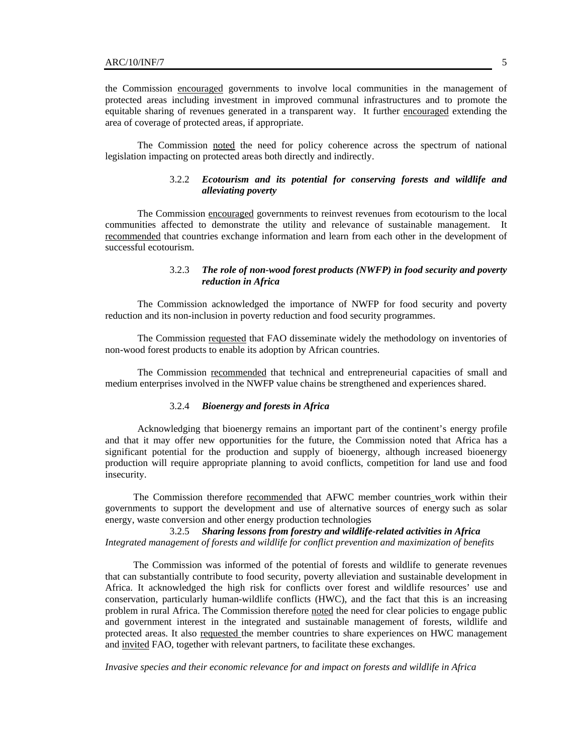the Commission encouraged governments to involve local communities in the management of protected areas including investment in improved communal infrastructures and to promote the equitable sharing of revenues generated in a transparent way. It further encouraged extending the area of coverage of protected areas, if appropriate.

The Commission noted the need for policy coherence across the spectrum of national legislation impacting on protected areas both directly and indirectly.

### 3.2.2 *Ecotourism and its potential for conserving forests and wildlife and alleviating poverty*

The Commission encouraged governments to reinvest revenues from ecotourism to the local communities affected to demonstrate the utility and relevance of sustainable management. It recommended that countries exchange information and learn from each other in the development of successful ecotourism.

### 3.2.3 *The role of non-wood forest products (NWFP) in food security and poverty reduction in Africa*

The Commission acknowledged the importance of NWFP for food security and poverty reduction and its non-inclusion in poverty reduction and food security programmes.

The Commission requested that FAO disseminate widely the methodology on inventories of non-wood forest products to enable its adoption by African countries.

The Commission recommended that technical and entrepreneurial capacities of small and medium enterprises involved in the NWFP value chains be strengthened and experiences shared.

### 3.2.4 *Bioenergy and forests in Africa*

Acknowledging that bioenergy remains an important part of the continent's energy profile and that it may offer new opportunities for the future, the Commission noted that Africa has a significant potential for the production and supply of bioenergy, although increased bioenergy production will require appropriate planning to avoid conflicts, competition for land use and food insecurity.

The Commission therefore recommended that AFWC member countries work within their governments to support the development and use of alternative sources of energy such as solar energy, waste conversion and other energy production technologies

### 3.2.5 *Sharing lessons from forestry and wildlife-related activities in Africa*

*Integrated management of forests and wildlife for conflict prevention and maximization of benefits*

The Commission was informed of the potential of forests and wildlife to generate revenues that can substantially contribute to food security, poverty alleviation and sustainable development in Africa. It acknowledged the high risk for conflicts over forest and wildlife resources' use and conservation, particularly human-wildlife conflicts (HWC), and the fact that this is an increasing problem in rural Africa. The Commission therefore noted the need for clear policies to engage public and government interest in the integrated and sustainable management of forests, wildlife and protected areas. It also requested the member countries to share experiences on HWC management and invited FAO, together with relevant partners, to facilitate these exchanges.

*Invasive species and their economic relevance for and impact on forests and wildlife in Africa*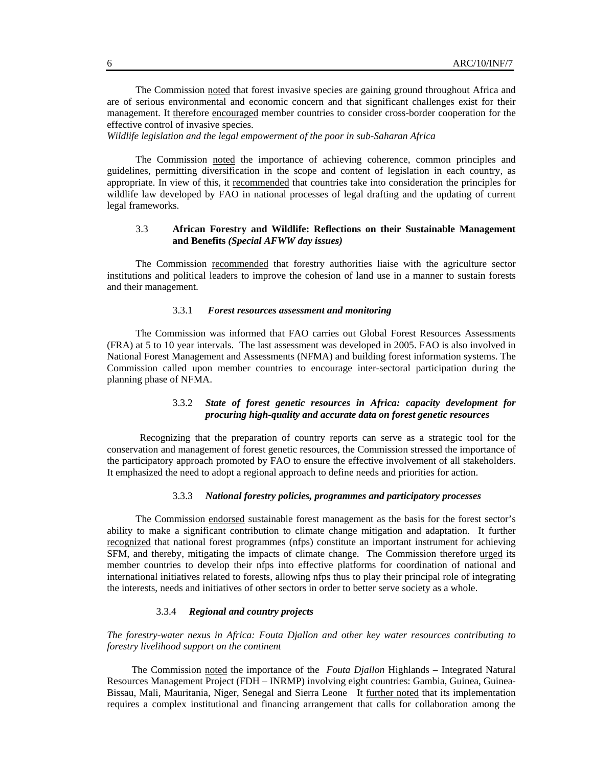The Commission noted that forest invasive species are gaining ground throughout Africa and are of serious environmental and economic concern and that significant challenges exist for their management. It therefore encouraged member countries to consider cross-border cooperation for the effective control of invasive species.

*Wildlife legislation and the legal empowerment of the poor in sub-Saharan Africa*

The Commission noted the importance of achieving coherence, common principles and guidelines, permitting diversification in the scope and content of legislation in each country, as appropriate. In view of this, it recommended that countries take into consideration the principles for wildlife law developed by FAO in national processes of legal drafting and the updating of current legal frameworks.

### 3.3 African Forestry and Wildlife: Reflections on their Sustainable Management and Benefits *(Special AFWW day issues)*

The Commission recommended that forestry authorities liaise with the agriculture sector institutions and political leaders to improve the cohesion of land use in a manner to sustain forests and their management.

#### 3.3.1 *Forest resources assessment and monitoring*

The Commission was informed that FAO carries out Global Forest Resources Assessments (FRA) at 5 to 10 year intervals. The last assessment was developed in 2005. FAO is also involved in National Forest Management and Assessments (NFMA) and building forest information systems. The Commission called upon member countries to encourage inter-sectoral participation during the planning phase of NFMA.

#### 3.3.2 *State of forest genetic resources in Africa: capacity development for procuring high-quality and accurate data on forest genetic resources*

Recognizing that the preparation of country reports can serve as a strategic tool for the conservation and management of forest genetic resources, the Commission stressed the importance of the participatory approach promoted by FAO to ensure the effective involvement of all stakeholders. It emphasized the need to adopt a regional approach to define needs and priorities for action.

#### 3.3.3 *National forestry policies, programmes and participatory processes*

The Commission endorsed sustainable forest management as the basis for the forest sector's ability to make a significant contribution to climate change mitigation and adaptation. It further recognized that national forest programmes (nfps) constitute an important instrument for achieving SFM, and thereby, mitigating the impacts of climate change. The Commission therefore urged its member countries to develop their nfps into effective platforms for coordination of national and international initiatives related to forests, allowing nfps thus to play their principal role of integrating the interests, needs and initiatives of other sectors in order to better serve society as a whole.

#### 3.3.4 *Regional and country projects*

*The forestry-water nexus in Africa: Fouta Djallon and other key water resources contributing to forestry livelihood support on the continent*

The Commission noted the importance of the *Fouta Djallon* Highlands – Integrated Natural Resources Management Project (FDH – INRMP) involving eight countries: Gambia, Guinea, Guinea-Bissau, Mali, Mauritania, Niger, Senegal and Sierra Leone It further noted that its implementation requires a complex institutional and financing arrangement that calls for collaboration among the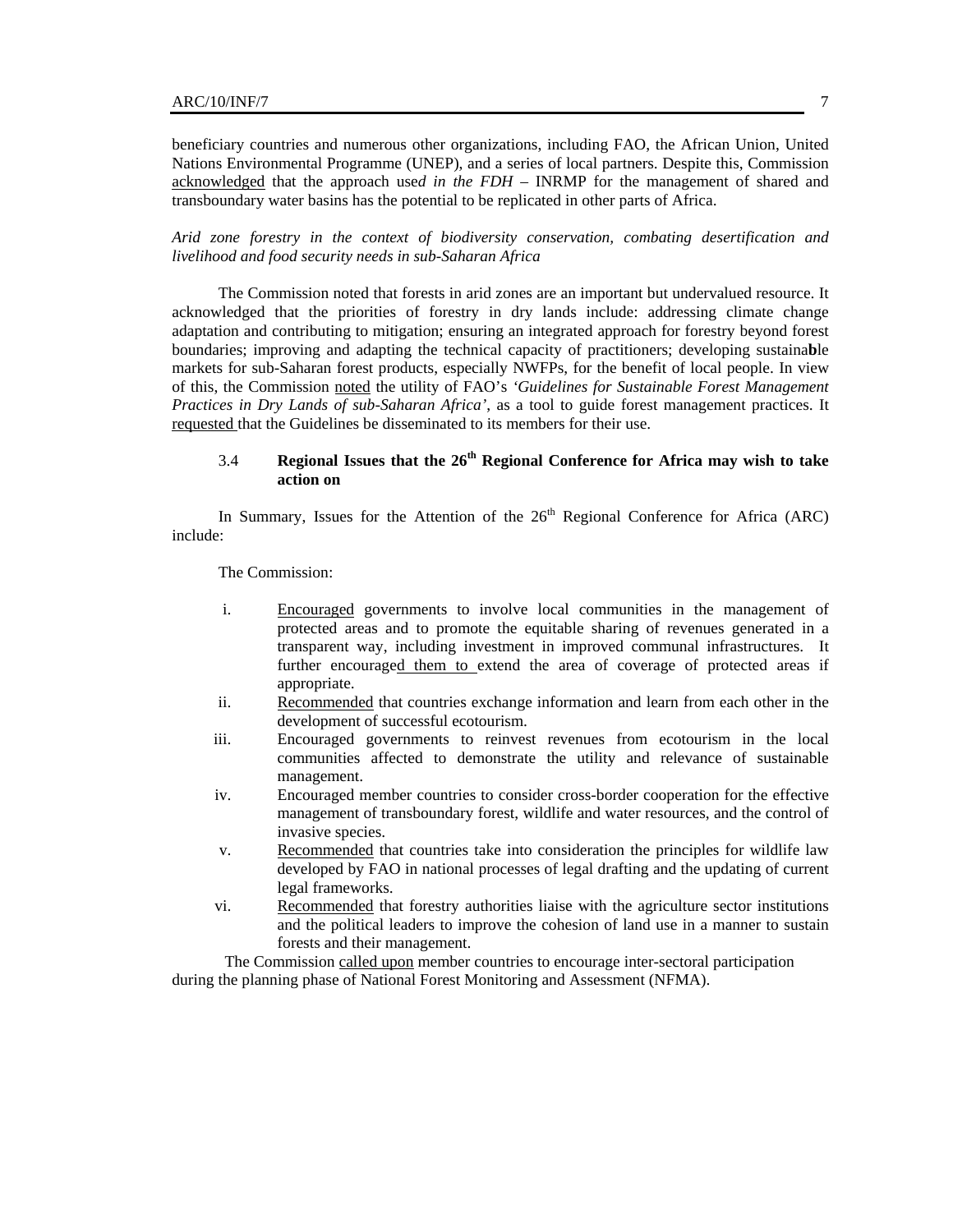beneficiary countries and numerous other organizations, including FAO, the African Union, United Nations Environmental Programme (UNEP), and a series of local partners. Despite this, Commission acknowledged that the approach us*ed in the FDH* – INRMP for the management of shared and transboundary water basins has the potential to be replicated in other parts of Africa.

*Arid zone forestry in the context of biodiversity conservation, combating desertification and livelihood and food security needs in sub-Saharan Africa*

The Commission noted that forests in arid zones are an important but undervalued resource. It acknowledged that the priorities of forestry in dry lands include: addressing climate change adaptation and contributing to mitigation; ensuring an integrated approach for forestry beyond forest boundaries; improving and adapting the technical capacity of practitioners; developing sustaina**b**le markets for sub-Saharan forest products, especially NWFPs, for the benefit of local people. In view of this, the Commission noted the utility of FAO's *'Guidelines for Sustainable Forest Management Practices in Dry Lands of sub-Saharan Africa'*, as a tool to guide forest management practices. It requested that the Guidelines be disseminated to its members for their use.

### 3.4 Regional Issues that the 26th Regional Conference for Africa may wish to take action on

In Summary, Issues for the Attention of the 26th Regional Conference for Africa (ARC) include:

The Commission:

i. Encouraged governments to involve local communities in the management of protected areas and to promote the equitable sharing of revenues generated in a transparent way, including investment in improved communal infrastructures. It further encouraged them to extend the area of coverage of protected areas if appropriate.

ii. Recommended that countries exchange information and learn from each other in the development of successful ecotourism.

iii. Encouraged governments to reinvest revenues from ecotourism in the local communities affected to demonstrate the utility and relevance of sustainable management.

iv. Encouraged member countries to consider cross-border cooperation for the effective management of transboundary forest, wildlife and water resources, and the control of invasive species.

v. Recommended that countries take into consideration the principles for wildlife law developed by FAO in national processes of legal drafting and the updating of current legal frameworks.

vi. Recommended that forestry authorities liaise with the agriculture sector institutions and the political leaders to improve the cohesion of land use in a manner to sustain forests and their management.

The Commission called upon member countries to encourage inter-sectoral participation during the planning phase of National Forest Monitoring and Assessment (NFMA).